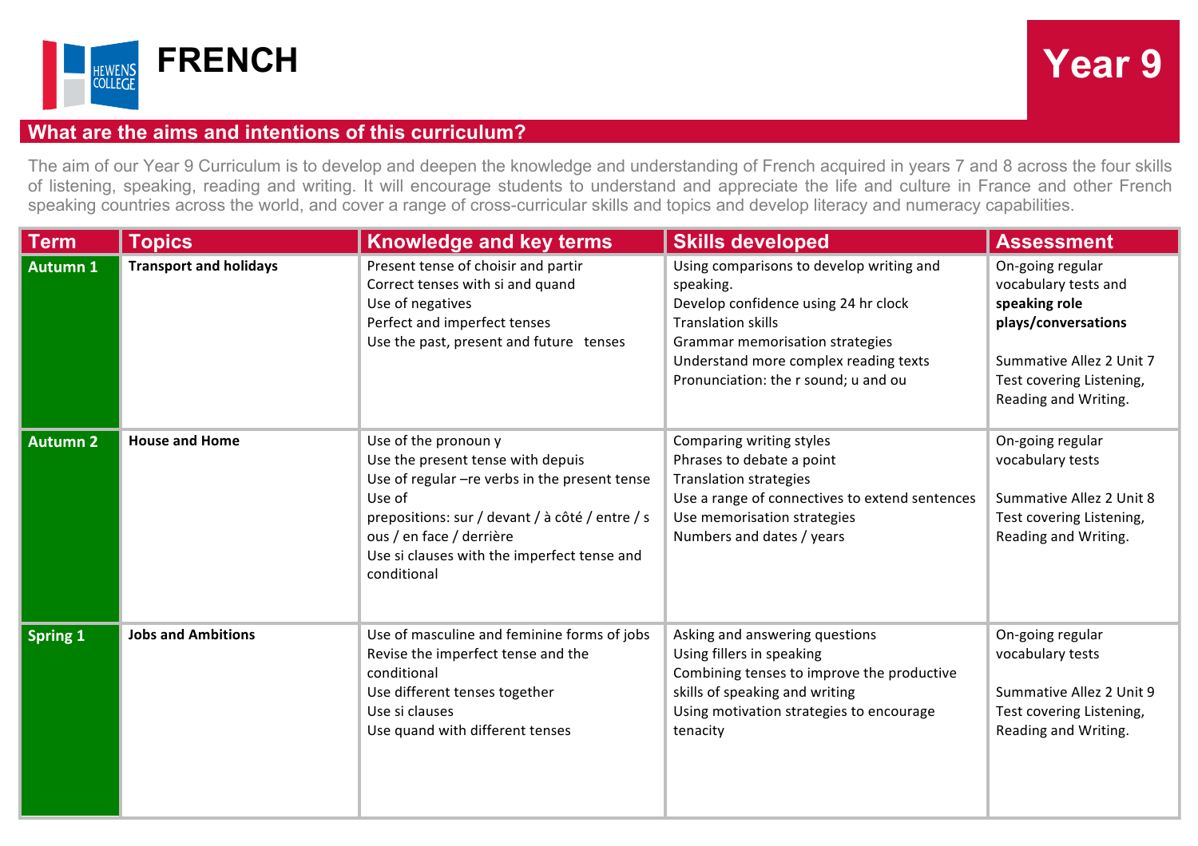# FRENCH

## Year 9

## What are the aims and intentions of this curriculum?

The aim of our Year 9 Curriculum is to develop and deepen the knowledge and understanding of French acquired in years 7 and 8 across the four skills of listening, speaking, reading and writing. It will encourage students to understand and appreciate the life and culture in France and other French speaking countries across the world, and cover a range of cross-curricular skills and topics and develop literacy and numeracy capabilities.

| Term | Topics | Knowledge and key terms | Skills developed | Assessment |
|---|---|---|---|---|
| **Autumn 1** | **Transport and holidays** | Present tense of choisir and partir<br>Correct tenses with si and quand<br>Use of negatives<br>Perfect and imperfect tenses<br>Use the past, present and future tenses | Using comparisons to develop writing and speaking.<br>Develop confidence using 24 hr clock<br>Translation skills<br>Grammar memorisation strategies<br>Understand more complex reading texts<br>Pronunciation: the r sound; u and ou | On-going regular vocabulary tests and **speaking role plays/conversations**<br><br>Summative Allez 2 Unit 7 Test covering Listening, Reading and Writing. |
| **Autumn 2** | **House and Home** | Use of the pronoun y<br>Use the present tense with depuis<br>Use of regular –re verbs in the present tense<br>Use of prepositions: sur / devant / à côté / entre / sous / en face / derrière<br>Use si clauses with the imperfect tense and conditional | Comparing writing styles<br>Phrases to debate a point<br>Translation strategies<br>Use a range of connectives to extend sentences<br>Use memorisation strategies<br>Numbers and dates / years | On-going regular vocabulary tests<br><br>Summative Allez 2 Unit 8 Test covering Listening, Reading and Writing. |
| **Spring 1** | **Jobs and Ambitions** | Use of masculine and feminine forms of jobs<br>Revise the imperfect tense and the conditional<br>Use different tenses together<br>Use si clauses<br>Use quand with different tenses | Asking and answering questions<br>Using fillers in speaking<br>Combining tenses to improve the productive skills of speaking and writing<br>Using motivation strategies to encourage tenacity | On-going regular vocabulary tests<br><br>Summative Allez 2 Unit 9 Test covering Listening, Reading and Writing. |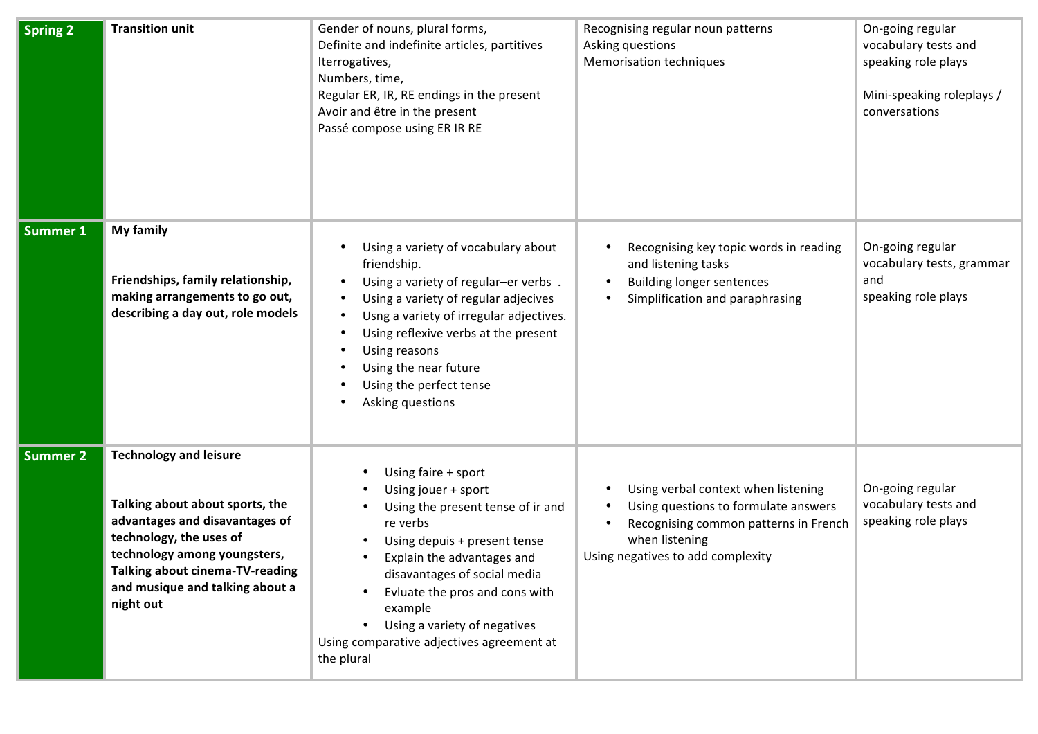| | | | | |
|---|---|---|---|---|
| **Spring 2** | **Transition unit** | Gender of nouns, plural forms,<br>Definite and indefinite articles, partitives<br>Iterrogatives,<br>Numbers, time,<br>Regular ER, IR, RE endings in the present<br>Avoir and être in the present<br>Passé compose using ER IR RE | Recognising regular noun patterns<br>Asking questions<br>Memorisation techniques | On-going regular vocabulary tests and speaking role plays<br><br>Mini-speaking roleplays / conversations |
| **Summer 1** | **My family**<br><br>**Friendships, family relationship, making arrangements to go out, describing a day out, role models** | • Using a variety of vocabulary about friendship.<br>• Using a variety of regular–er verbs .<br>• Using a variety of regular adjecives<br>• Usng a variety of irregular adjectives.<br>• Using reflexive verbs at the present<br>• Using reasons<br>• Using the near future<br>• Using the perfect tense<br>• Asking questions | • Recognising key topic words in reading and listening tasks<br>• Building longer sentences<br>• Simplification and paraphrasing | On-going regular vocabulary tests, grammar and<br>speaking role plays |
| **Summer 2** | **Technology and leisure**<br><br>**Talking about sports, the advantages and disavantages of technology, the uses of technology among youngsters, Talking about cinema-TV-reading and musique and talking about a night out** | • Using faire + sport<br>• Using jouer + sport<br>• Using the present tense of ir and re verbs<br>• Using depuis + present tense<br>• Explain the advantages and disavantages of social media<br>• Evluate the pros and cons with example<br>• Using a variety of negatives<br>Using comparative adjectives agreement at the plural | • Using verbal context when listening<br>• Using questions to formulate answers<br>• Recognising common patterns in French when listening<br>Using negatives to add complexity | On-going regular vocabulary tests and speaking role plays |